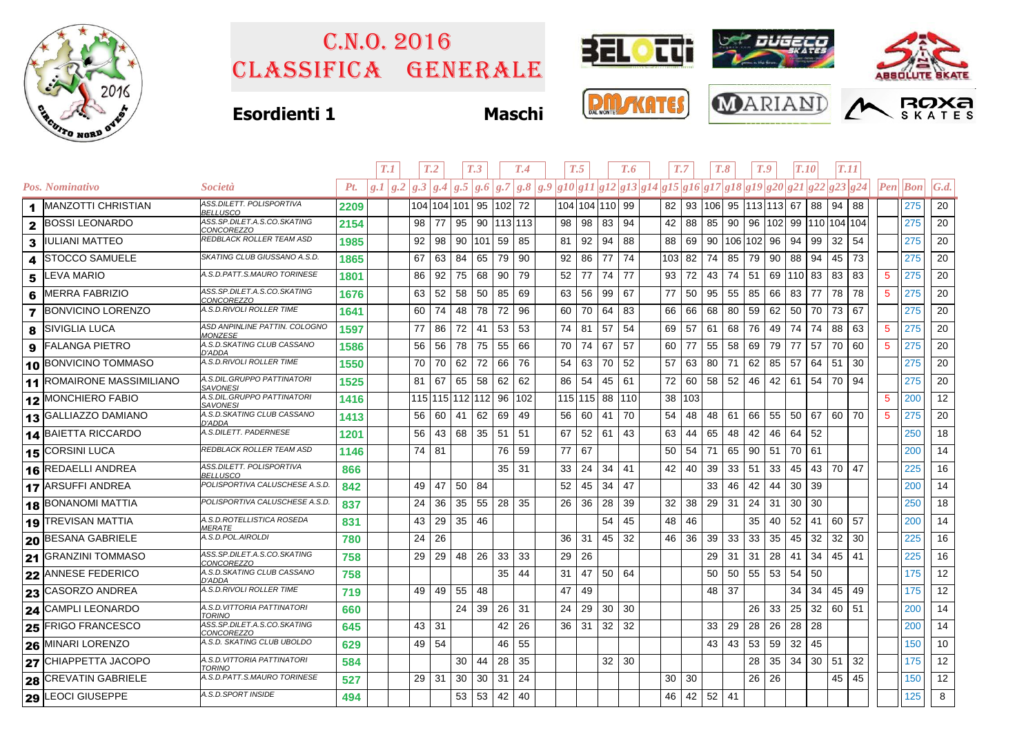# C.N.O. 2016
# Classifica Generale

**Esordienti 1** **Maschi**

| Pos. | Nominativo | Società | Pt. | T.1 | | T.2 | | T.3 | | T.4 | | | T.5 | | T.6 | | | T.7 | | T.8 | | T.9 | | T.10 | | T.11 | | Pen | Bon | G.d. |
|---|---|---|---|---|---|---|---|---|---|---|---|---|---|---|---|---|---|---|---|---|---|---|---|---|---|---|---|---|---|---|
| | | | | g.1 | g.2 | g.3 | g.4 | g.5 | g.6 | g.7 | g.8 | g.9 | g10 | g11 | g12 | g13 | g14 | g15 | g16 | g17 | g18 | g19 | g20 | g21 | g22 | g23 | g24 | | | |
| 1 | MANZOTTI CHRISTIAN | ASS.DILETT. POLISPORTIVA BELLUSCO | 2209 | | | 104 | 104 | 101 | 95 | 102 | 72 | | 104 | 104 | 110 | 99 | | 82 | 93 | 106 | 95 | 113 | 113 | 67 | 88 | 94 | 88 | | 275 | 20 |
| 2 | BOSSI LEONARDO | ASS.SP.DILET.A.S.CO.SKATING CONCOREZZO | 2154 | | | 98 | 77 | 95 | 90 | 113 | 113 | | 98 | 98 | 83 | 94 | | 42 | 88 | 85 | 90 | 96 | 102 | 99 | 110 | 104 | 104 | | 275 | 20 |
| 3 | IULIANI MATTEO | REDBLACK ROLLER TEAM ASD | 1985 | | | 92 | 98 | 90 | 101 | 59 | 85 | | 81 | 92 | 94 | 88 | | 88 | 69 | 90 | 106 | 102 | 96 | 94 | 99 | 32 | 54 | | 275 | 20 |
| 4 | STOCCO SAMUELE | SKATING CLUB GIUSSANO A.S.D. | 1865 | | | 67 | 63 | 84 | 65 | 79 | 90 | | 92 | 86 | 77 | 74 | | 103 | 82 | 74 | 85 | 79 | 90 | 88 | 94 | 45 | 73 | | 275 | 20 |
| 5 | LEVA MARIO | A.S.D.PATT.S.MAURO TORINESE | 1801 | | | 86 | 92 | 75 | 68 | 90 | 79 | | 52 | 77 | 74 | 77 | | 93 | 72 | 43 | 74 | 51 | 69 | 110 | 83 | 83 | 83 | 5 | 275 | 20 |
| 6 | MERRA FABRIZIO | ASS.SP.DILET.A.S.CO.SKATING CONCOREZZO | 1676 | | | 63 | 52 | 58 | 50 | 85 | 69 | | 63 | 56 | 99 | 67 | | 77 | 50 | 95 | 55 | 85 | 66 | 83 | 77 | 78 | 78 | 5 | 275 | 20 |
| 7 | BONVICINO LORENZO | A.S.D.RIVOLI ROLLER TIME | 1641 | | | 60 | 74 | 48 | 78 | 72 | 96 | | 60 | 70 | 64 | 83 | | 66 | 66 | 68 | 80 | 59 | 62 | 50 | 70 | 73 | 67 | | 275 | 20 |
| 8 | SIVIGLIA LUCA | ASD ANPINLINE PATTIN. COLOGNO MONZESE | 1597 | | | 77 | 86 | 72 | 41 | 53 | 53 | | 74 | 81 | 57 | 54 | | 69 | 57 | 61 | 68 | 76 | 49 | 74 | 74 | 88 | 63 | 5 | 275 | 20 |
| 9 | FALANGA PIETRO | A.S.D.SKATING CLUB CASSANO D'ADDA | 1586 | | | 56 | 56 | 78 | 75 | 55 | 66 | | 70 | 74 | 67 | 57 | | 60 | 77 | 55 | 58 | 69 | 79 | 77 | 57 | 70 | 60 | 5 | 275 | 20 |
| 10 | BONVICINO TOMMASO | A.S.D.RIVOLI ROLLER TIME | 1550 | | | 70 | 70 | 62 | 72 | 66 | 76 | | 54 | 63 | 70 | 52 | | 57 | 63 | 80 | 71 | 62 | 85 | 57 | 64 | 51 | 30 | | 275 | 20 |
| 11 | ROMAIRONE MASSIMILIANO | A.S.DIL.GRUPPO PATTINATORI SAVONESI | 1525 | | | 81 | 67 | 65 | 58 | 62 | 62 | | 86 | 54 | 45 | 61 | | 72 | 60 | 58 | 52 | 46 | 42 | 61 | 54 | 70 | 94 | | 275 | 20 |
| 12 | MONCHIERO FABIO | A.S.DIL.GRUPPO PATTINATORI SAVONESI | 1416 | | | 115 | 115 | 112 | 112 | 96 | 102 | | 115 | 115 | 88 | 110 | | 38 | 103 | | | | | | | | | 5 | 200 | 12 |
| 13 | GALLIAZZO DAMIANO | A.S.D.SKATING CLUB CASSANO D'ADDA | 1413 | | | 56 | 60 | 41 | 62 | 69 | 49 | | 56 | 60 | 41 | 70 | | 54 | 48 | 48 | 61 | 66 | 55 | 50 | 67 | 60 | 70 | 5 | 275 | 20 |
| 14 | BAIETTA RICCARDO | A.S.DILETT. PADERNESE | 1201 | | | 56 | 43 | 68 | 35 | 51 | 51 | | 67 | 52 | 61 | 43 | | 63 | 44 | 65 | 48 | 42 | 46 | 64 | 52 | | | | 250 | 18 |
| 15 | CORSINI LUCA | REDBLACK ROLLER TEAM ASD | 1146 | | | 74 | 81 | | | 76 | 59 | | 77 | 67 | | | | 50 | 54 | 71 | 65 | 90 | 51 | 70 | 61 | | | | 200 | 14 |
| 16 | REDAELLI ANDREA | ASS.DILETT. POLISPORTIVA BELLUSCO | 866 | | | | | | | 35 | 31 | | 33 | 24 | 34 | 41 | | 42 | 40 | 39 | 33 | 51 | 33 | 45 | 43 | 70 | 47 | | 225 | 16 |
| 17 | ARSUFFI ANDREA | POLISPORTIVA CALUSCHESE A.S.D. | 842 | | | 49 | 47 | 50 | 84 | | | | 52 | 45 | 34 | 47 | | | | 33 | 46 | 42 | 44 | 30 | 39 | | | | 200 | 14 |
| 18 | BONANOMI MATTIA | POLISPORTIVA CALUSCHESE A.S.D. | 837 | | | 24 | 36 | 35 | 55 | 28 | 35 | | 26 | 36 | 28 | 39 | | 32 | 38 | 29 | 31 | 24 | 31 | 30 | 30 | | | | 250 | 18 |
| 19 | TREVISAN MATTIA | A.S.D.ROTELLISTICA ROSEDA MERATE | 831 | | | 43 | 29 | 35 | 46 | | | | | | 54 | 45 | | 48 | 46 | | | 35 | 40 | 52 | 41 | 60 | 57 | | 200 | 14 |
| 20 | BESANA GABRIELE | A.S.D.POL.AIROLDI | 780 | | | 24 | 26 | | | | | | 36 | 31 | 45 | 32 | | 46 | 36 | 39 | 33 | 33 | 35 | 45 | 32 | 32 | 30 | | 225 | 16 |
| 21 | GRANZINI TOMMASO | ASS.SP.DILET.A.S.CO.SKATING CONCOREZZO | 758 | | | 29 | 29 | 48 | 26 | 33 | 33 | | 29 | 26 | | | | | | 29 | 31 | 31 | 28 | 41 | 34 | 45 | 41 | | 225 | 16 |
| 22 | ANNESE FEDERICO | A.S.D.SKATING CLUB CASSANO D'ADDA | 758 | | | | | | | 35 | 44 | | 31 | 47 | 50 | 64 | | | | 50 | 50 | 55 | 53 | 54 | 50 | | | | 175 | 12 |
| 23 | CASORZO ANDREA | A.S.D.RIVOLI ROLLER TIME | 719 | | | 49 | 49 | 55 | 48 | | | | 47 | 49 | | | | | | 48 | 37 | | | 34 | 34 | 45 | 49 | | 175 | 12 |
| 24 | CAMPLI LEONARDO | A.S.D.VITTORIA PATTINATORI TORINO | 660 | | | | | 24 | 39 | 26 | 31 | | 24 | 29 | 30 | 30 | | | | | | 26 | 33 | 25 | 32 | 60 | 51 | | 200 | 14 |
| 25 | FRIGO FRANCESCO | ASS.SP.DILET.A.S.CO.SKATING CONCOREZZO | 645 | | | 43 | 31 | | | 42 | 26 | | 36 | 31 | 32 | 32 | | | | 33 | 29 | 28 | 26 | 28 | 28 | | | | 200 | 14 |
| 26 | MINARI LORENZO | A.S.D. SKATING CLUB UBOLDO | 629 | | | 49 | 54 | | | 46 | 55 | | | | | | | | | 43 | 43 | 53 | 59 | 32 | 45 | | | | 150 | 10 |
| 27 | CHIAPPETTA JACOPO | A.S.D.VITTORIA PATTINATORI TORINO | 584 | | | | | 30 | 44 | 28 | 35 | | | | 32 | 30 | | | | | | 28 | 35 | 34 | 30 | 51 | 32 | | 175 | 12 |
| 28 | CREVATIN GABRIELE | A.S.D.PATT.S.MAURO TORINESE | 527 | | | 29 | 31 | 30 | 30 | 31 | 24 | | | | | | | 30 | 30 | | | 26 | 26 | | | 45 | 45 | | 150 | 12 |
| 29 | LEOCI GIUSEPPE | A.S.D.SPORT INSIDE | 494 | | | | | 53 | 53 | 42 | 40 | | | | | | | 46 | 42 | 52 | 41 | | | | | | | | 125 | 8 |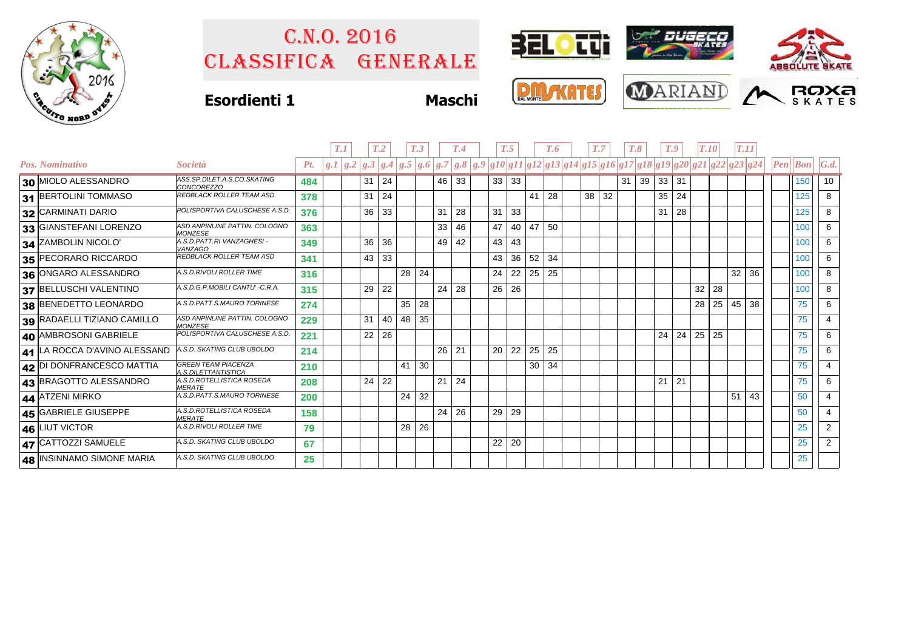# C.N.O. 2016
# Classifica Generale

**Esordienti 1** **Maschi**

| | | | | T.1 | | T.2 | | T.3 | | T.4 | | | T.5 | | T.6 | | | T.7 | | T.8 | | T.9 | | T.10 | | T.11 | | | | |
|---|---|---|---|---|---|---|---|---|---|---|---|---|---|---|---|---|---|---|---|---|---|---|---|---|---|---|---|---|---|---|
| Pos. | Nominativo | Società | Pt. | g.1 | g.2 | g.3 | g.4 | g.5 | g.6 | g.7 | g.8 | g.9 | g10 | g11 | g12 | g13 | g14 | g15 | g16 | g17 | g18 | g19 | g20 | g21 | g22 | g23 | g24 | Pen | Bon | G.d. |
| 30 | MIOLO ALESSANDRO | ASS.SP.DILET.A.S.CO.SKATING CONCOREZZO | 484 | | | 31 | 24 | | | 46 | 33 | | 33 | 33 | | | | | | 31 | 39 | 33 | 31 | | | | | | 150 | 10 |
| 31 | BERTOLINI TOMMASO | REDBLACK ROLLER TEAM ASD | 378 | | | 31 | 24 | | | | | | | | 41 | 28 | | 38 | 32 | | | 35 | 24 | | | | | | 125 | 8 |
| 32 | CARMINATI DARIO | POLISPORTIVA CALUSCHESE A.S.D. | 376 | | | 36 | 33 | | | 31 | 28 | | 31 | 33 | | | | | | | | 31 | 28 | | | | | | 125 | 8 |
| 33 | GIANSTEFANI LORENZO | ASD ANPINLINE PATTIN. COLOGNO MONZESE | 363 | | | | | | | 33 | 46 | | 47 | 40 | 47 | 50 | | | | | | | | | | | | | 100 | 6 |
| 34 | ZAMBOLIN NICOLO' | A.S.D.PATT.RI VANZAGHESI - VANZAGO | 349 | | | 36 | 36 | | | 49 | 42 | | 43 | 43 | | | | | | | | | | | | | | | 100 | 6 |
| 35 | PECORARO RICCARDO | REDBLACK ROLLER TEAM ASD | 341 | | | 43 | 33 | | | | | | 43 | 36 | 52 | 34 | | | | | | | | | | | | | 100 | 6 |
| 36 | ONGARO ALESSANDRO | A.S.D.RIVOLI ROLLER TIME | 316 | | | | | 28 | 24 | | | | 24 | 22 | 25 | 25 | | | | | | | | | | 32 | 36 | | 100 | 8 |
| 37 | BELLUSCHI VALENTINO | A.S.D.G.P.MOBILI CANTU' -C.R.A. | 315 | | | 29 | 22 | | | 24 | 28 | | 26 | 26 | | | | | | | | | | 32 | 28 | | | | 100 | 8 |
| 38 | BENEDETTO LEONARDO | A.S.D.PATT.S.MAURO TORINESE | 274 | | | | | 35 | 28 | | | | | | | | | | | | | | | 28 | 25 | 45 | 38 | | 75 | 6 |
| 39 | RADAELLI TIZIANO CAMILLO | ASD ANPINLINE PATTIN. COLOGNO MONZESE | 229 | | | 31 | 40 | 48 | 35 | | | | | | | | | | | | | | | | | | | | 75 | 4 |
| 40 | AMBROSONI GABRIELE | POLISPORTIVA CALUSCHESE A.S.D. | 221 | | | 22 | 26 | | | | | | | | | | | | | | | 24 | 24 | 25 | 25 | | | | 75 | 6 |
| 41 | LA ROCCA D'AVINO ALESSAND | A.S.D. SKATING CLUB UBOLDO | 214 | | | | | | | 26 | 21 | | 20 | 22 | 25 | 25 | | | | | | | | | | | | | 75 | 6 |
| 42 | DI DONFRANCESCO MATTIA | GREEN TEAM PIACENZA A.S.DILETTANTISTICA | 210 | | | | | 41 | 30 | | | | | | 30 | 34 | | | | | | | | | | | | | 75 | 4 |
| 43 | BRAGOTTO ALESSANDRO | A.S.D.ROTELLISTICA ROSEDA MERATE | 208 | | | 24 | 22 | | | 21 | 24 | | | | | | | | | | | 21 | 21 | | | | | | 75 | 6 |
| 44 | ATZENI MIRKO | A.S.D.PATT.S.MAURO TORINESE | 200 | | | | | 24 | 32 | | | | | | | | | | | | | | | | | 51 | 43 | | 50 | 4 |
| 45 | GABRIELE GIUSEPPE | A.S.D.ROTELLISTICA ROSEDA MERATE | 158 | | | | | | | 24 | 26 | | 29 | 29 | | | | | | | | | | | | | | | 50 | 4 |
| 46 | LIUT VICTOR | A.S.D.RIVOLI ROLLER TIME | 79 | | | | | 28 | 26 | | | | | | | | | | | | | | | | | | | | 25 | 2 |
| 47 | CATTOZZI SAMUELE | A.S.D. SKATING CLUB UBOLDO | 67 | | | | | | | | | | 22 | 20 | | | | | | | | | | | | | | | 25 | 2 |
| 48 | INSINNAMO SIMONE MARIA | A.S.D. SKATING CLUB UBOLDO | 25 | | | | | | | | | | | | | | | | | | | | | | | | | | 25 | |